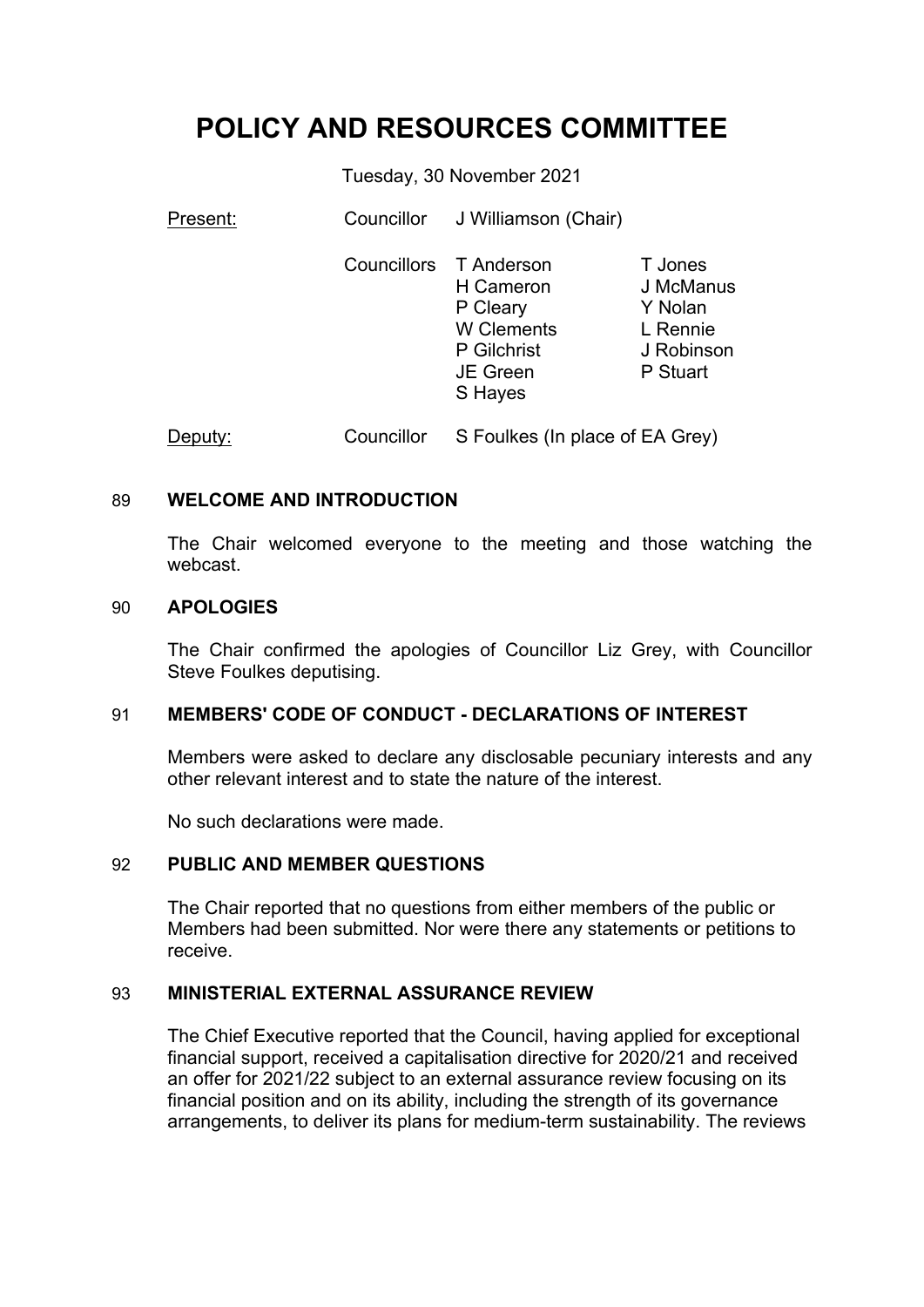# POLICY AND RESOURCES COMMITTEE

Tuesday, 30 November 2021

| Present: | Councillor | J Williamson (Chair) | |
|---|---|---|---|
| | Councillors | T Anderson | T Jones |
| | | H Cameron | J McManus |
| | | P Cleary | Y Nolan |
| | | W Clements | L Rennie |
| | | P Gilchrist | J Robinson |
| | | JE Green | P Stuart |
| | | S Hayes | |
| Deputy: | Councillor | S Foulkes (In place of EA Grey) | |

## 89 WELCOME AND INTRODUCTION

The Chair welcomed everyone to the meeting and those watching the webcast.

## 90 APOLOGIES

The Chair confirmed the apologies of Councillor Liz Grey, with Councillor Steve Foulkes deputising.

## 91 MEMBERS' CODE OF CONDUCT - DECLARATIONS OF INTEREST

Members were asked to declare any disclosable pecuniary interests and any other relevant interest and to state the nature of the interest.

No such declarations were made.

## 92 PUBLIC AND MEMBER QUESTIONS

The Chair reported that no questions from either members of the public or Members had been submitted. Nor were there any statements or petitions to receive.

## 93 MINISTERIAL EXTERNAL ASSURANCE REVIEW

The Chief Executive reported that the Council, having applied for exceptional financial support, received a capitalisation directive for 2020/21 and received an offer for 2021/22 subject to an external assurance review focusing on its financial position and on its ability, including the strength of its governance arrangements, to deliver its plans for medium-term sustainability. The reviews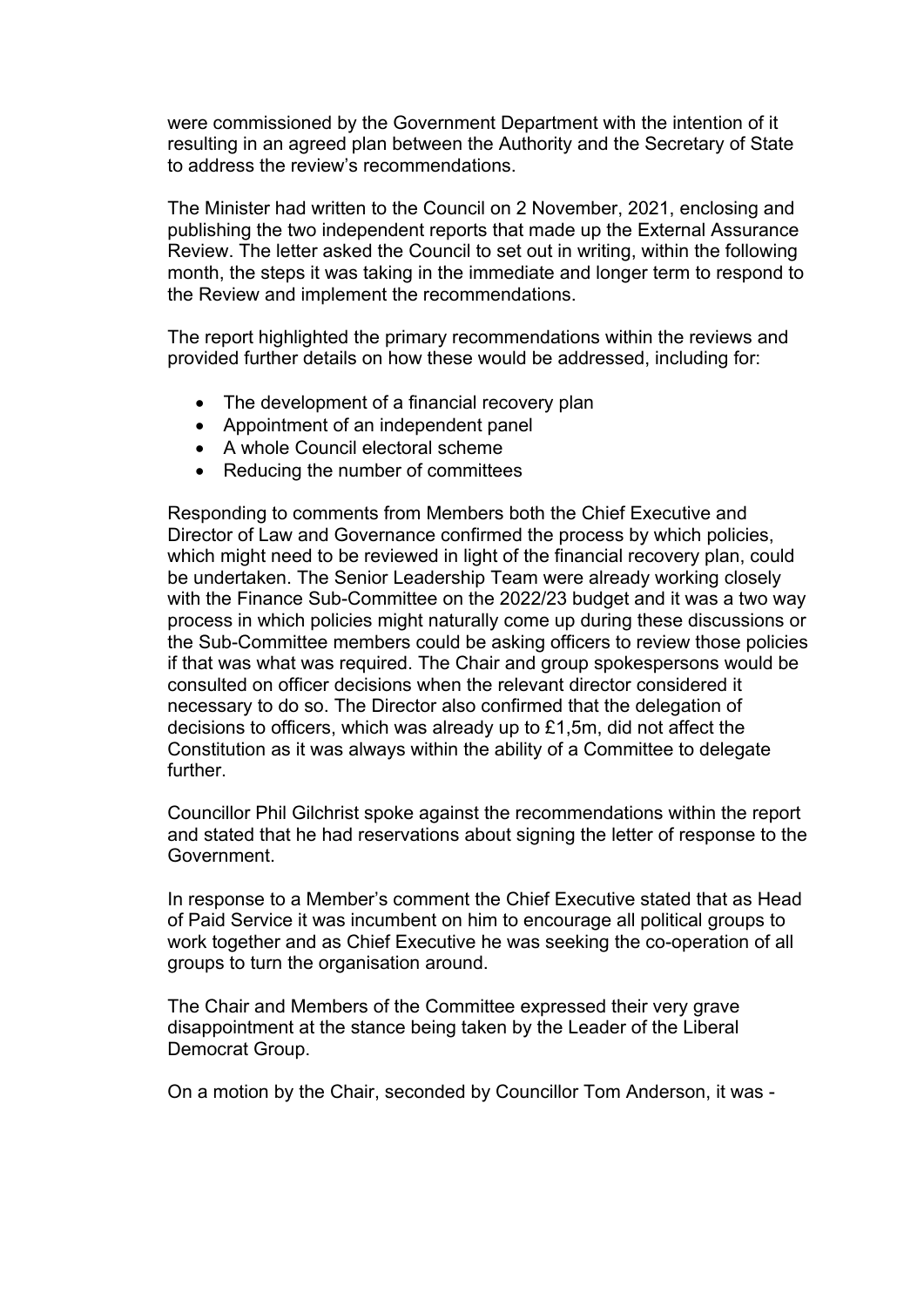were commissioned by the Government Department with the intention of it resulting in an agreed plan between the Authority and the Secretary of State to address the review's recommendations.

The Minister had written to the Council on 2 November, 2021, enclosing and publishing the two independent reports that made up the External Assurance Review. The letter asked the Council to set out in writing, within the following month, the steps it was taking in the immediate and longer term to respond to the Review and implement the recommendations.

The report highlighted the primary recommendations within the reviews and provided further details on how these would be addressed, including for:

- The development of a financial recovery plan
- Appointment of an independent panel
- A whole Council electoral scheme
- Reducing the number of committees

Responding to comments from Members both the Chief Executive and Director of Law and Governance confirmed the process by which policies, which might need to be reviewed in light of the financial recovery plan, could be undertaken. The Senior Leadership Team were already working closely with the Finance Sub-Committee on the 2022/23 budget and it was a two way process in which policies might naturally come up during these discussions or the Sub-Committee members could be asking officers to review those policies if that was what was required. The Chair and group spokespersons would be consulted on officer decisions when the relevant director considered it necessary to do so. The Director also confirmed that the delegation of decisions to officers, which was already up to £1,5m, did not affect the Constitution as it was always within the ability of a Committee to delegate further.

Councillor Phil Gilchrist spoke against the recommendations within the report and stated that he had reservations about signing the letter of response to the Government.

In response to a Member's comment the Chief Executive stated that as Head of Paid Service it was incumbent on him to encourage all political groups to work together and as Chief Executive he was seeking the co-operation of all groups to turn the organisation around.

The Chair and Members of the Committee expressed their very grave disappointment at the stance being taken by the Leader of the Liberal Democrat Group.

On a motion by the Chair, seconded by Councillor Tom Anderson, it was -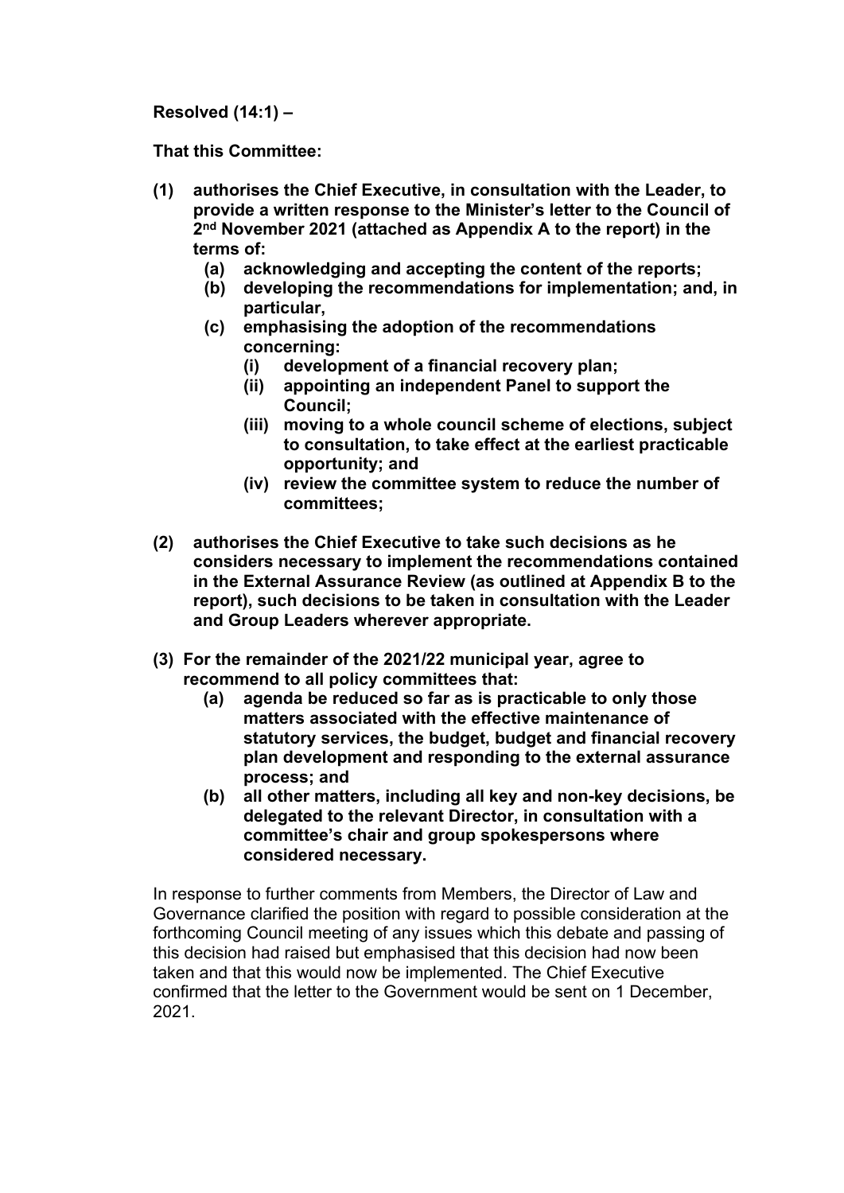**Resolved (14:1) –**

**That this Committee:**

**(1) authorises the Chief Executive, in consultation with the Leader, to provide a written response to the Minister's letter to the Council of 2nd November 2021 (attached as Appendix A to the report) in the terms of:**

- **(a) acknowledging and accepting the content of the reports;**
- **(b) developing the recommendations for implementation; and, in particular,**
- **(c) emphasising the adoption of the recommendations concerning:**
  - **(i) development of a financial recovery plan;**
  - **(ii) appointing an independent Panel to support the Council;**
  - **(iii) moving to a whole council scheme of elections, subject to consultation, to take effect at the earliest practicable opportunity; and**
  - **(iv) review the committee system to reduce the number of committees;**

**(2) authorises the Chief Executive to take such decisions as he considers necessary to implement the recommendations contained in the External Assurance Review (as outlined at Appendix B to the report), such decisions to be taken in consultation with the Leader and Group Leaders wherever appropriate.**

**(3) For the remainder of the 2021/22 municipal year, agree to recommend to all policy committees that:**

- **(a) agenda be reduced so far as is practicable to only those matters associated with the effective maintenance of statutory services, the budget, budget and financial recovery plan development and responding to the external assurance process; and**
- **(b) all other matters, including all key and non-key decisions, be delegated to the relevant Director, in consultation with a committee's chair and group spokespersons where considered necessary.**

In response to further comments from Members, the Director of Law and Governance clarified the position with regard to possible consideration at the forthcoming Council meeting of any issues which this debate and passing of this decision had raised but emphasised that this decision had now been taken and that this would now be implemented. The Chief Executive confirmed that the letter to the Government would be sent on 1 December, 2021.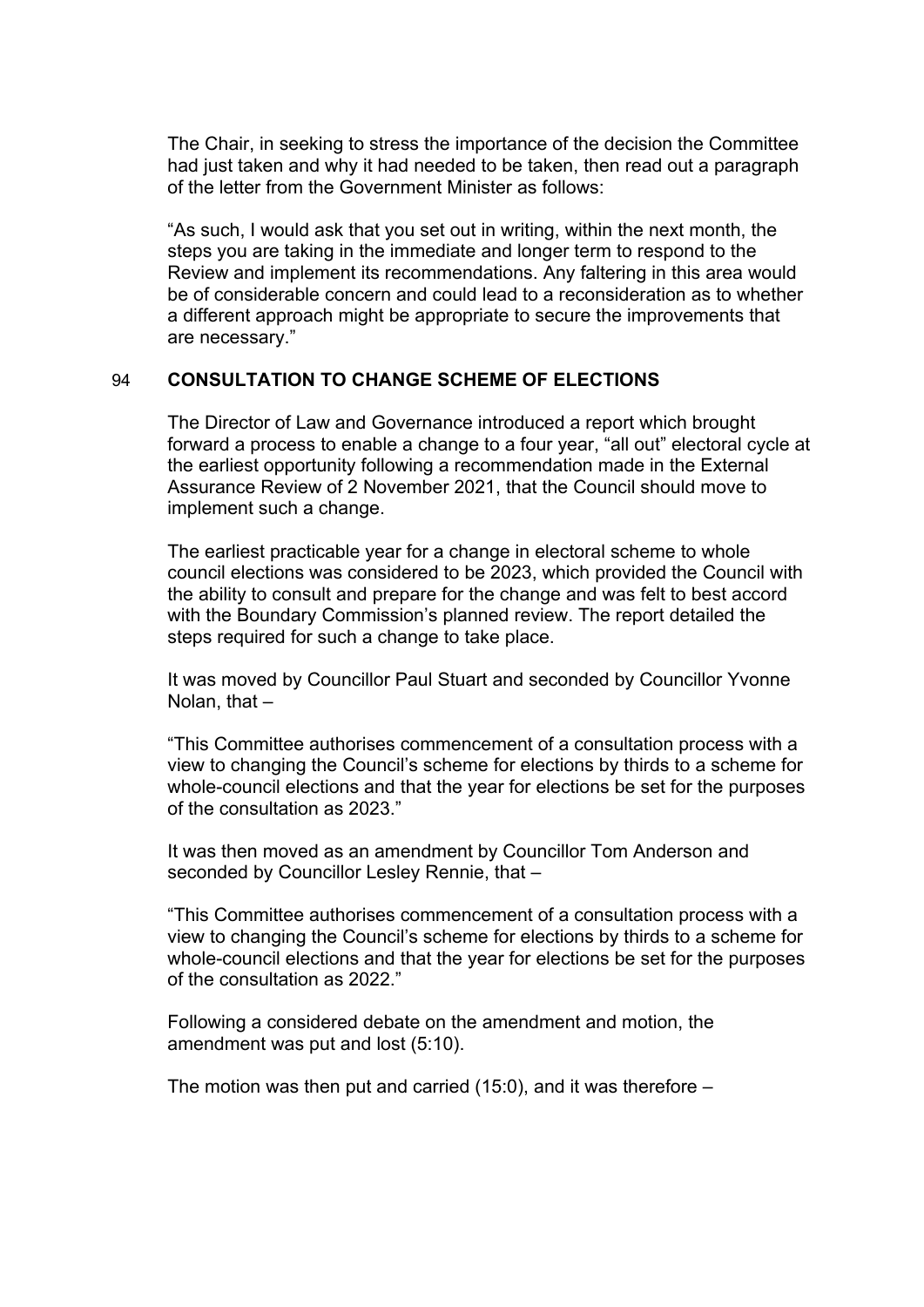The Chair, in seeking to stress the importance of the decision the Committee had just taken and why it had needed to be taken, then read out a paragraph of the letter from the Government Minister as follows:

"As such, I would ask that you set out in writing, within the next month, the steps you are taking in the immediate and longer term to respond to the Review and implement its recommendations. Any faltering in this area would be of considerable concern and could lead to a reconsideration as to whether a different approach might be appropriate to secure the improvements that are necessary."

## 94 CONSULTATION TO CHANGE SCHEME OF ELECTIONS

The Director of Law and Governance introduced a report which brought forward a process to enable a change to a four year, "all out" electoral cycle at the earliest opportunity following a recommendation made in the External Assurance Review of 2 November 2021, that the Council should move to implement such a change.

The earliest practicable year for a change in electoral scheme to whole council elections was considered to be 2023, which provided the Council with the ability to consult and prepare for the change and was felt to best accord with the Boundary Commission's planned review. The report detailed the steps required for such a change to take place.

It was moved by Councillor Paul Stuart and seconded by Councillor Yvonne Nolan, that –

"This Committee authorises commencement of a consultation process with a view to changing the Council's scheme for elections by thirds to a scheme for whole-council elections and that the year for elections be set for the purposes of the consultation as 2023."

It was then moved as an amendment by Councillor Tom Anderson and seconded by Councillor Lesley Rennie, that –

"This Committee authorises commencement of a consultation process with a view to changing the Council's scheme for elections by thirds to a scheme for whole-council elections and that the year for elections be set for the purposes of the consultation as 2022."

Following a considered debate on the amendment and motion, the amendment was put and lost (5:10).

The motion was then put and carried (15:0), and it was therefore –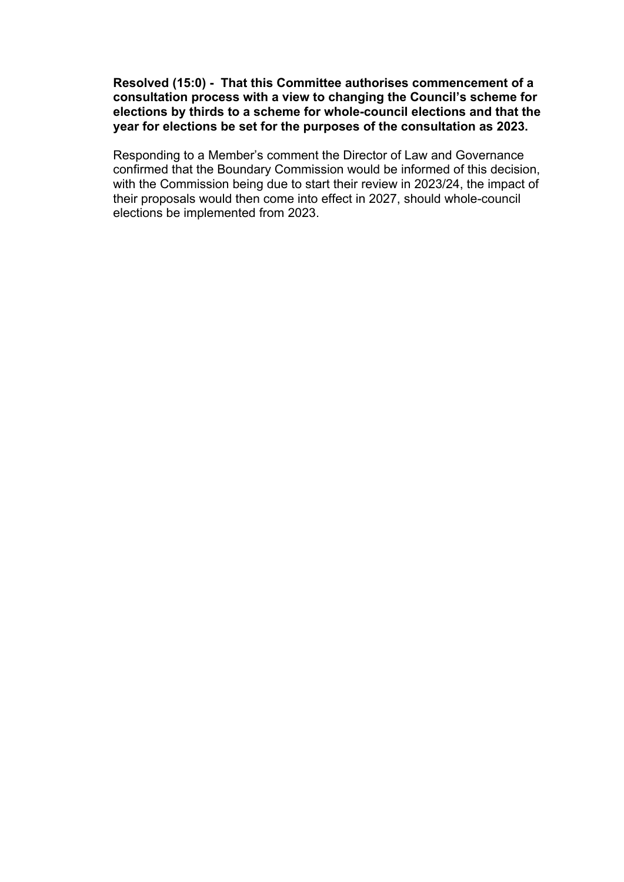**Resolved (15:0) - That this Committee authorises commencement of a consultation process with a view to changing the Council's scheme for elections by thirds to a scheme for whole-council elections and that the year for elections be set for the purposes of the consultation as 2023.**

Responding to a Member's comment the Director of Law and Governance confirmed that the Boundary Commission would be informed of this decision, with the Commission being due to start their review in 2023/24, the impact of their proposals would then come into effect in 2027, should whole-council elections be implemented from 2023.